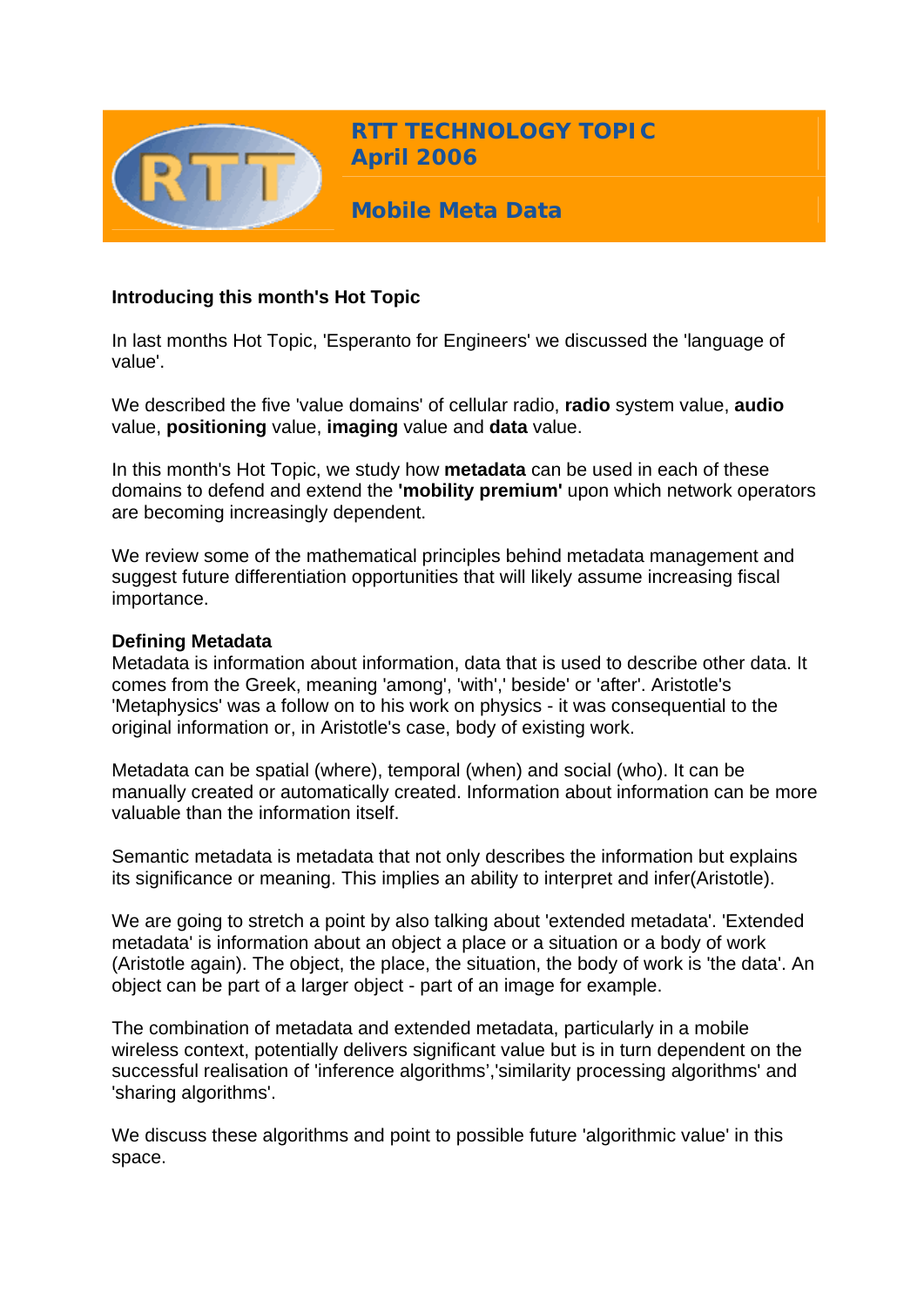# RTT TECHNOLOGY TOPIC
# April 2006

## Mobile Meta Data

**Introducing this month's Hot Topic**

In last months Hot Topic, 'Esperanto for Engineers' we discussed the 'language of value'.

We described the five 'value domains' of cellular radio, **radio** system value, **audio** value, **positioning** value, **imaging** value and **data** value.

In this month's Hot Topic, we study how **metadata** can be used in each of these domains to defend and extend the **'mobility premium'** upon which network operators are becoming increasingly dependent.

We review some of the mathematical principles behind metadata management and suggest future differentiation opportunities that will likely assume increasing fiscal importance.

**Defining Metadata**

Metadata is information about information, data that is used to describe other data. It comes from the Greek, meaning 'among', 'with',' beside' or 'after'. Aristotle's 'Metaphysics' was a follow on to his work on physics - it was consequential to the original information or, in Aristotle's case, body of existing work.

Metadata can be spatial (where), temporal (when) and social (who). It can be manually created or automatically created. Information about information can be more valuable than the information itself.

Semantic metadata is metadata that not only describes the information but explains its significance or meaning. This implies an ability to interpret and infer(Aristotle).

We are going to stretch a point by also talking about 'extended metadata'. 'Extended metadata' is information about an object a place or a situation or a body of work (Aristotle again). The object, the place, the situation, the body of work is 'the data'. An object can be part of a larger object - part of an image for example.

The combination of metadata and extended metadata, particularly in a mobile wireless context, potentially delivers significant value but is in turn dependent on the successful realisation of 'inference algorithms','similarity processing algorithms' and 'sharing algorithms'.

We discuss these algorithms and point to possible future 'algorithmic value' in this space.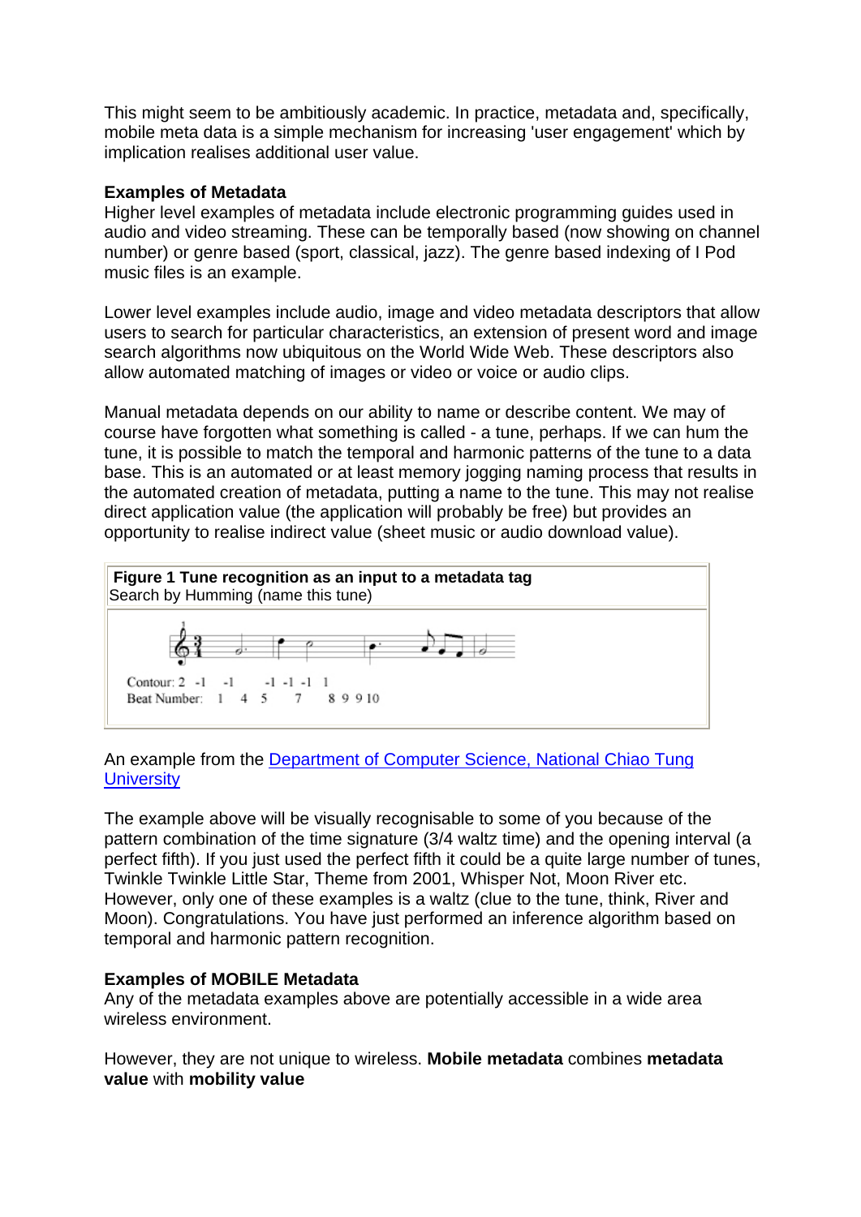This might seem to be ambitiously academic. In practice, metadata and, specifically, mobile meta data is a simple mechanism for increasing 'user engagement' which by implication realises additional user value.

**Examples of Metadata**

Higher level examples of metadata include electronic programming guides used in audio and video streaming. These can be temporally based (now showing on channel number) or genre based (sport, classical, jazz). The genre based indexing of I Pod music files is an example.

Lower level examples include audio, image and video metadata descriptors that allow users to search for particular characteristics, an extension of present word and image search algorithms now ubiquitous on the World Wide Web. These descriptors also allow automated matching of images or video or voice or audio clips.

Manual metadata depends on our ability to name or describe content. We may of course have forgotten what something is called - a tune, perhaps. If we can hum the tune, it is possible to match the temporal and harmonic patterns of the tune to a data base. This is an automated or at least memory jogging naming process that results in the automated creation of metadata, putting a name to the tune. This may not realise direct application value (the application will probably be free) but provides an opportunity to realise indirect value (sheet music or audio download value).

**Figure 1 Tune recognition as an input to a metadata tag**
Search by Humming (name this tune)

Contour: 2 -1 -1 -1 -1 -1 1
Beat Number: 1 4 5 7 8 9 9 10

An example from the [Department of Computer Science, National Chiao Tung University]

The example above will be visually recognisable to some of you because of the pattern combination of the time signature (3/4 waltz time) and the opening interval (a perfect fifth). If you just used the perfect fifth it could be a quite large number of tunes, Twinkle Twinkle Little Star, Theme from 2001, Whisper Not, Moon River etc. However, only one of these examples is a waltz (clue to the tune, think, River and Moon). Congratulations. You have just performed an inference algorithm based on temporal and harmonic pattern recognition.

**Examples of MOBILE Metadata**

Any of the metadata examples above are potentially accessible in a wide area wireless environment.

However, they are not unique to wireless. **Mobile metadata** combines **metadata value** with **mobility value**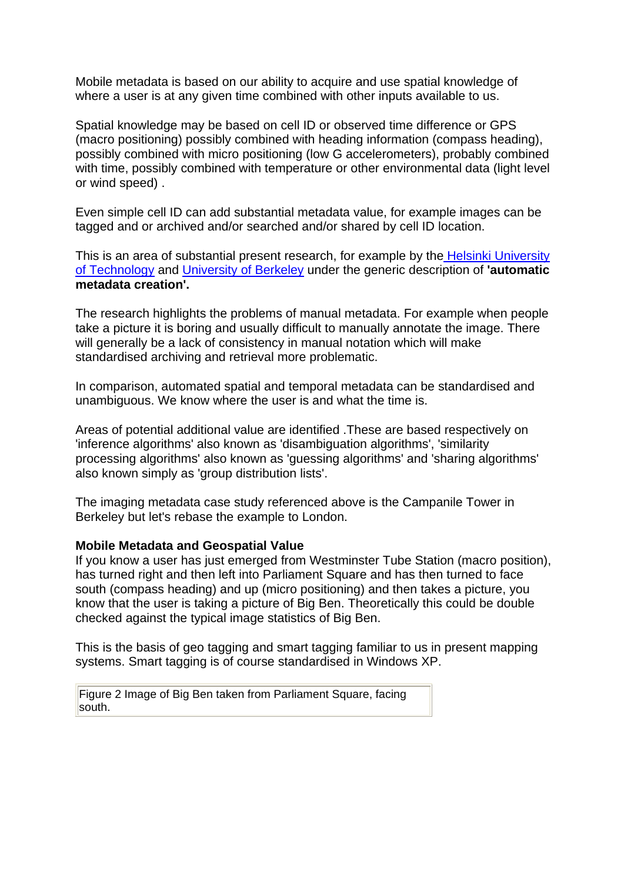Mobile metadata is based on our ability to acquire and use spatial knowledge of where a user is at any given time combined with other inputs available to us.

Spatial knowledge may be based on cell ID or observed time difference or GPS (macro positioning) possibly combined with heading information (compass heading), possibly combined with micro positioning (low G accelerometers), probably combined with time, possibly combined with temperature or other environmental data (light level or wind speed) .

Even simple cell ID can add substantial metadata value, for example images can be tagged and or archived and/or searched and/or shared by cell ID location.

This is an area of substantial present research, for example by the Helsinki University of Technology and University of Berkeley under the generic description of **'automatic metadata creation'.**

The research highlights the problems of manual metadata. For example when people take a picture it is boring and usually difficult to manually annotate the image. There will generally be a lack of consistency in manual notation which will make standardised archiving and retrieval more problematic.

In comparison, automated spatial and temporal metadata can be standardised and unambiguous. We know where the user is and what the time is.

Areas of potential additional value are identified .These are based respectively on 'inference algorithms' also known as 'disambiguation algorithms', 'similarity processing algorithms' also known as 'guessing algorithms' and 'sharing algorithms' also known simply as 'group distribution lists'.

The imaging metadata case study referenced above is the Campanile Tower in Berkeley but let's rebase the example to London.

**Mobile Metadata and Geospatial Value**

If you know a user has just emerged from Westminster Tube Station (macro position), has turned right and then left into Parliament Square and has then turned to face south (compass heading) and up (micro positioning) and then takes a picture, you know that the user is taking a picture of Big Ben. Theoretically this could be double checked against the typical image statistics of Big Ben.

This is the basis of geo tagging and smart tagging familiar to us in present mapping systems. Smart tagging is of course standardised in Windows XP.

Figure 2 Image of Big Ben taken from Parliament Square, facing south.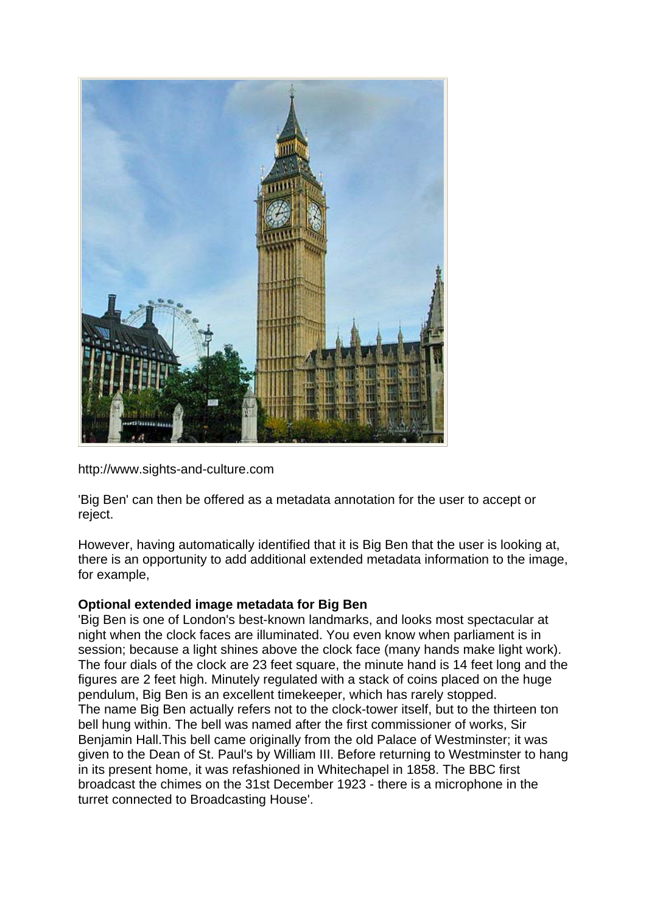http://www.sights-and-culture.com

'Big Ben' can then be offered as a metadata annotation for the user to accept or reject.

However, having automatically identified that it is Big Ben that the user is looking at, there is an opportunity to add additional extended metadata information to the image, for example,

**Optional extended image metadata for Big Ben**

'Big Ben is one of London's best-known landmarks, and looks most spectacular at night when the clock faces are illuminated. You even know when parliament is in session; because a light shines above the clock face (many hands make light work). The four dials of the clock are 23 feet square, the minute hand is 14 feet long and the figures are 2 feet high. Minutely regulated with a stack of coins placed on the huge pendulum, Big Ben is an excellent timekeeper, which has rarely stopped.
The name Big Ben actually refers not to the clock-tower itself, but to the thirteen ton bell hung within. The bell was named after the first commissioner of works, Sir Benjamin Hall.This bell came originally from the old Palace of Westminster; it was given to the Dean of St. Paul's by William III. Before returning to Westminster to hang in its present home, it was refashioned in Whitechapel in 1858. The BBC first broadcast the chimes on the 31st December 1923 - there is a microphone in the turret connected to Broadcasting House'.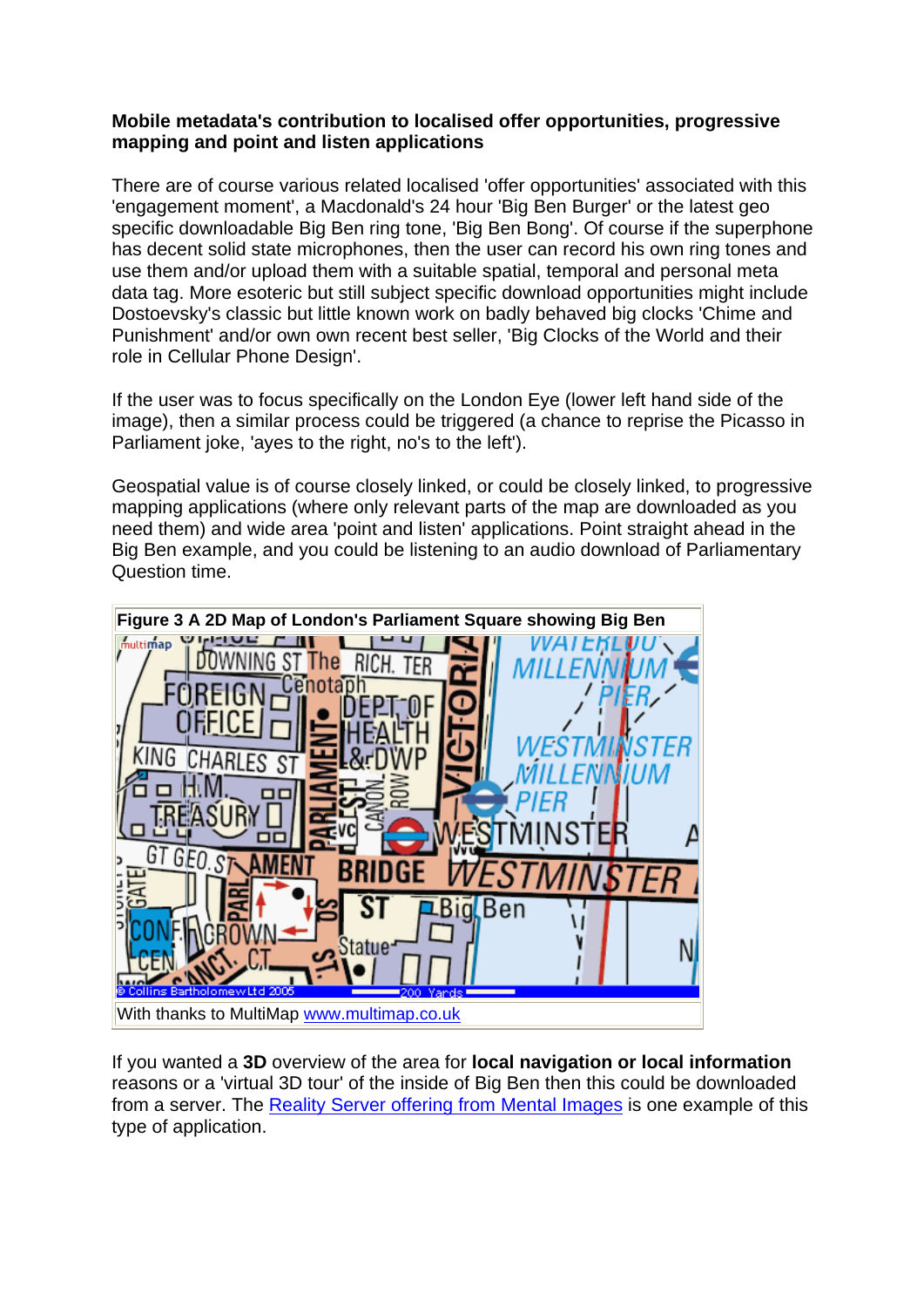**Mobile metadata's contribution to localised offer opportunities, progressive mapping and point and listen applications**

There are of course various related localised 'offer opportunities' associated with this 'engagement moment', a Macdonald's 24 hour 'Big Ben Burger' or the latest geo specific downloadable Big Ben ring tone, 'Big Ben Bong'. Of course if the superphone has decent solid state microphones, then the user can record his own ring tones and use them and/or upload them with a suitable spatial, temporal and personal meta data tag. More esoteric but still subject specific download opportunities might include Dostoevsky's classic but little known work on badly behaved big clocks 'Chime and Punishment' and/or own own recent best seller, 'Big Clocks of the World and their role in Cellular Phone Design'.

If the user was to focus specifically on the London Eye (lower left hand side of the image), then a similar process could be triggered (a chance to reprise the Picasso in Parliament joke, 'ayes to the right, no's to the left').

Geospatial value is of course closely linked, or could be closely linked, to progressive mapping applications (where only relevant parts of the map are downloaded as you need them) and wide area 'point and listen' applications. Point straight ahead in the Big Ben example, and you could be listening to an audio download of Parliamentary Question time.

**Figure 3 A 2D Map of London's Parliament Square showing Big Ben**

With thanks to MultiMap www.multimap.co.uk

If you wanted a **3D** overview of the area for **local navigation or local information** reasons or a 'virtual 3D tour' of the inside of Big Ben then this could be downloaded from a server. The Reality Server offering from Mental Images is one example of this type of application.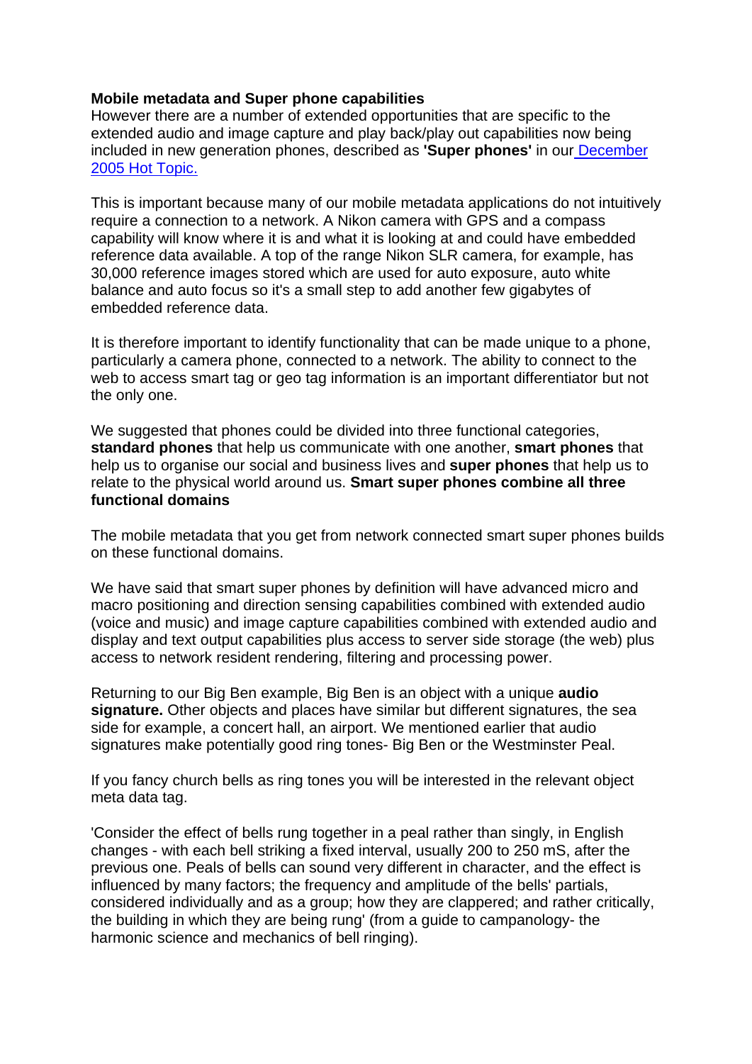**Mobile metadata and Super phone capabilities**
However there are a number of extended opportunities that are specific to the extended audio and image capture and play back/play out capabilities now being included in new generation phones, described as **'Super phones'** in our [December 2005 Hot Topic.]()

This is important because many of our mobile metadata applications do not intuitively require a connection to a network. A Nikon camera with GPS and a compass capability will know where it is and what it is looking at and could have embedded reference data available. A top of the range Nikon SLR camera, for example, has 30,000 reference images stored which are used for auto exposure, auto white balance and auto focus so it's a small step to add another few gigabytes of embedded reference data.

It is therefore important to identify functionality that can be made unique to a phone, particularly a camera phone, connected to a network. The ability to connect to the web to access smart tag or geo tag information is an important differentiator but not the only one.

We suggested that phones could be divided into three functional categories, **standard phones** that help us communicate with one another, **smart phones** that help us to organise our social and business lives and **super phones** that help us to relate to the physical world around us. **Smart super phones combine all three functional domains**

The mobile metadata that you get from network connected smart super phones builds on these functional domains.

We have said that smart super phones by definition will have advanced micro and macro positioning and direction sensing capabilities combined with extended audio (voice and music) and image capture capabilities combined with extended audio and display and text output capabilities plus access to server side storage (the web) plus access to network resident rendering, filtering and processing power.

Returning to our Big Ben example, Big Ben is an object with a unique **audio signature.** Other objects and places have similar but different signatures, the sea side for example, a concert hall, an airport. We mentioned earlier that audio signatures make potentially good ring tones- Big Ben or the Westminster Peal.

If you fancy church bells as ring tones you will be interested in the relevant object meta data tag.

'Consider the effect of bells rung together in a peal rather than singly, in English changes - with each bell striking a fixed interval, usually 200 to 250 mS, after the previous one. Peals of bells can sound very different in character, and the effect is influenced by many factors; the frequency and amplitude of the bells' partials, considered individually and as a group; how they are clappered; and rather critically, the building in which they are being rung' (from a guide to campanology- the harmonic science and mechanics of bell ringing).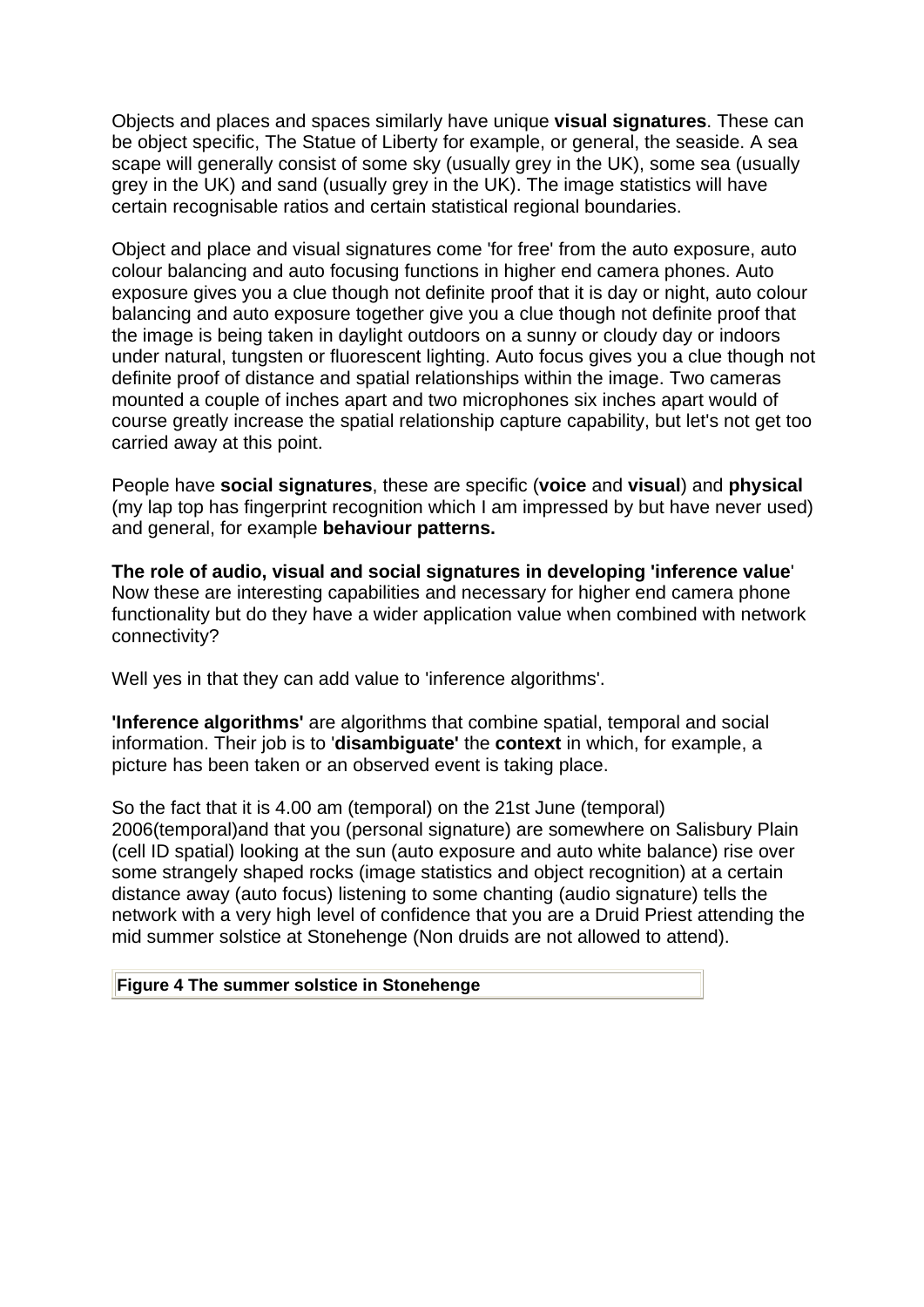Objects and places and spaces similarly have unique **visual signatures**. These can be object specific, The Statue of Liberty for example, or general, the seaside. A sea scape will generally consist of some sky (usually grey in the UK), some sea (usually grey in the UK) and sand (usually grey in the UK). The image statistics will have certain recognisable ratios and certain statistical regional boundaries.

Object and place and visual signatures come 'for free' from the auto exposure, auto colour balancing and auto focusing functions in higher end camera phones. Auto exposure gives you a clue though not definite proof that it is day or night, auto colour balancing and auto exposure together give you a clue though not definite proof that the image is being taken in daylight outdoors on a sunny or cloudy day or indoors under natural, tungsten or fluorescent lighting. Auto focus gives you a clue though not definite proof of distance and spatial relationships within the image. Two cameras mounted a couple of inches apart and two microphones six inches apart would of course greatly increase the spatial relationship capture capability, but let's not get too carried away at this point.

People have **social signatures**, these are specific (**voice** and **visual**) and **physical** (my lap top has fingerprint recognition which I am impressed by but have never used) and general, for example **behaviour patterns.**

**The role of audio, visual and social signatures in developing 'inference value'**
Now these are interesting capabilities and necessary for higher end camera phone functionality but do they have a wider application value when combined with network connectivity?

Well yes in that they can add value to 'inference algorithms'.

**'Inference algorithms'** are algorithms that combine spatial, temporal and social information. Their job is to '**disambiguate'** the **context** in which, for example, a picture has been taken or an observed event is taking place.

So the fact that it is 4.00 am (temporal) on the 21st June (temporal) 2006(temporal)and that you (personal signature) are somewhere on Salisbury Plain (cell ID spatial) looking at the sun (auto exposure and auto white balance) rise over some strangely shaped rocks (image statistics and object recognition) at a certain distance away (auto focus) listening to some chanting (audio signature) tells the network with a very high level of confidence that you are a Druid Priest attending the mid summer solstice at Stonehenge (Non druids are not allowed to attend).

**Figure 4 The summer solstice in Stonehenge**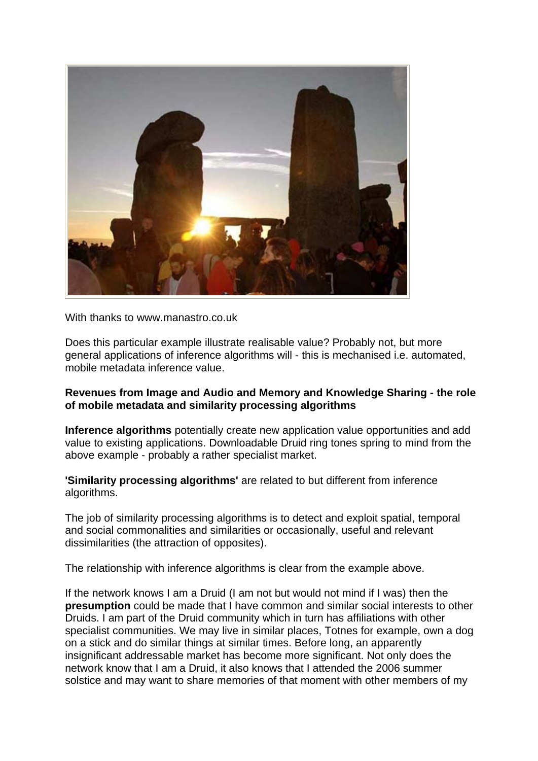With thanks to www.manastro.co.uk

Does this particular example illustrate realisable value? Probably not, but more general applications of inference algorithms will - this is mechanised i.e. automated, mobile metadata inference value.

**Revenues from Image and Audio and Memory and Knowledge Sharing - the role of mobile metadata and similarity processing algorithms**

**Inference algorithms** potentially create new application value opportunities and add value to existing applications. Downloadable Druid ring tones spring to mind from the above example - probably a rather specialist market.

**'Similarity processing algorithms'** are related to but different from inference algorithms.

The job of similarity processing algorithms is to detect and exploit spatial, temporal and social commonalities and similarities or occasionally, useful and relevant dissimilarities (the attraction of opposites).

The relationship with inference algorithms is clear from the example above.

If the network knows I am a Druid (I am not but would not mind if I was) then the **presumption** could be made that I have common and similar social interests to other Druids. I am part of the Druid community which in turn has affiliations with other specialist communities. We may live in similar places, Totnes for example, own a dog on a stick and do similar things at similar times. Before long, an apparently insignificant addressable market has become more significant. Not only does the network know that I am a Druid, it also knows that I attended the 2006 summer solstice and may want to share memories of that moment with other members of my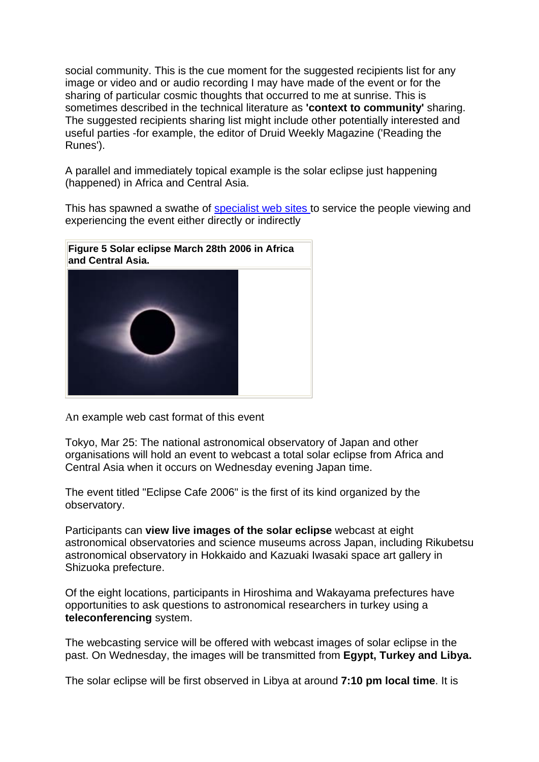social community. This is the cue moment for the suggested recipients list for any image or video and or audio recording I may have made of the event or for the sharing of particular cosmic thoughts that occurred to me at sunrise. This is sometimes described in the technical literature as **'context to community'** sharing. The suggested recipients sharing list might include other potentially interested and useful parties -for example, the editor of Druid Weekly Magazine ('Reading the Runes').

A parallel and immediately topical example is the solar eclipse just happening (happened) in Africa and Central Asia.

This has spawned a swathe of specialist web sites to service the people viewing and experiencing the event either directly or indirectly

**Figure 5 Solar eclipse March 28th 2006 in Africa and Central Asia.**

An example web cast format of this event

Tokyo, Mar 25: The national astronomical observatory of Japan and other organisations will hold an event to webcast a total solar eclipse from Africa and Central Asia when it occurs on Wednesday evening Japan time.

The event titled "Eclipse Cafe 2006" is the first of its kind organized by the observatory.

Participants can **view live images of the solar eclipse** webcast at eight astronomical observatories and science museums across Japan, including Rikubetsu astronomical observatory in Hokkaido and Kazuaki Iwasaki space art gallery in Shizuoka prefecture.

Of the eight locations, participants in Hiroshima and Wakayama prefectures have opportunities to ask questions to astronomical researchers in turkey using a **teleconferencing** system.

The webcasting service will be offered with webcast images of solar eclipse in the past. On Wednesday, the images will be transmitted from **Egypt, Turkey and Libya.**

The solar eclipse will be first observed in Libya at around **7:10 pm local time**. It is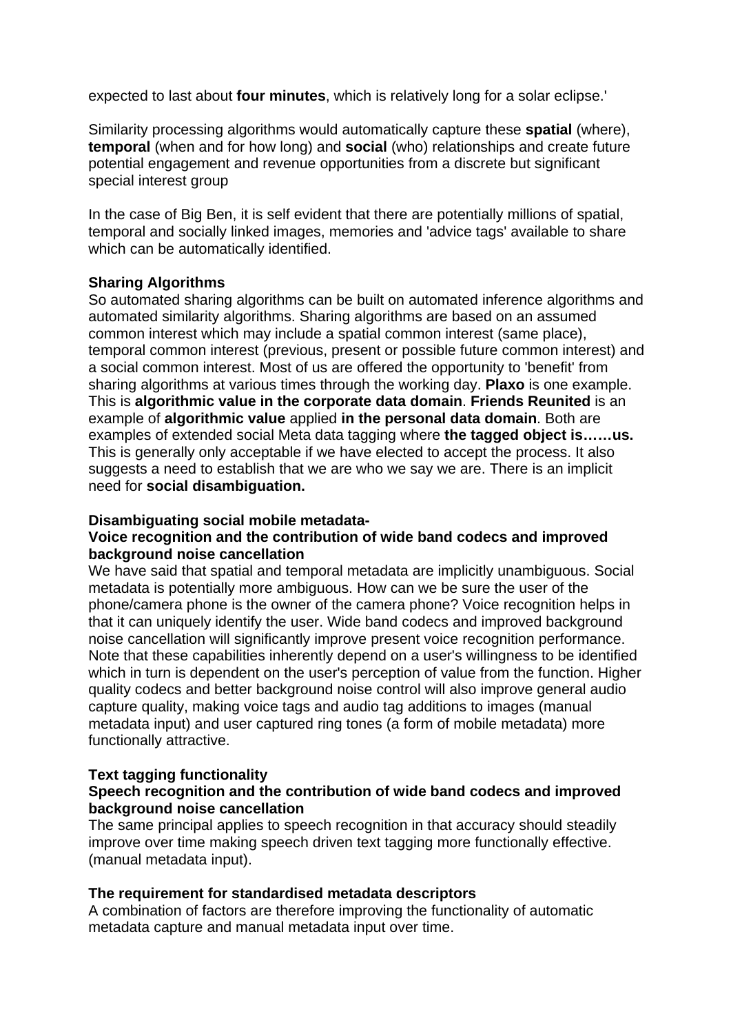expected to last about **four minutes**, which is relatively long for a solar eclipse.'

Similarity processing algorithms would automatically capture these **spatial** (where), **temporal** (when and for how long) and **social** (who) relationships and create future potential engagement and revenue opportunities from a discrete but significant special interest group

In the case of Big Ben, it is self evident that there are potentially millions of spatial, temporal and socially linked images, memories and 'advice tags' available to share which can be automatically identified.

**Sharing Algorithms**
So automated sharing algorithms can be built on automated inference algorithms and automated similarity algorithms. Sharing algorithms are based on an assumed common interest which may include a spatial common interest (same place), temporal common interest (previous, present or possible future common interest) and a social common interest. Most of us are offered the opportunity to 'benefit' from sharing algorithms at various times through the working day. **Plaxo** is one example. This is **algorithmic value in the corporate data domain**. **Friends Reunited** is an example of **algorithmic value** applied **in the personal data domain**. Both are examples of extended social Meta data tagging where **the tagged object is……us.** This is generally only acceptable if we have elected to accept the process. It also suggests a need to establish that we are who we say we are. There is an implicit need for **social disambiguation.**

**Disambiguating social mobile metadata-**
**Voice recognition and the contribution of wide band codecs and improved background noise cancellation**
We have said that spatial and temporal metadata are implicitly unambiguous. Social metadata is potentially more ambiguous. How can we be sure the user of the phone/camera phone is the owner of the camera phone? Voice recognition helps in that it can uniquely identify the user. Wide band codecs and improved background noise cancellation will significantly improve present voice recognition performance. Note that these capabilities inherently depend on a user's willingness to be identified which in turn is dependent on the user's perception of value from the function. Higher quality codecs and better background noise control will also improve general audio capture quality, making voice tags and audio tag additions to images (manual metadata input) and user captured ring tones (a form of mobile metadata) more functionally attractive.

**Text tagging functionality**
**Speech recognition and the contribution of wide band codecs and improved background noise cancellation**
The same principal applies to speech recognition in that accuracy should steadily improve over time making speech driven text tagging more functionally effective. (manual metadata input).

**The requirement for standardised metadata descriptors**
A combination of factors are therefore improving the functionality of automatic metadata capture and manual metadata input over time.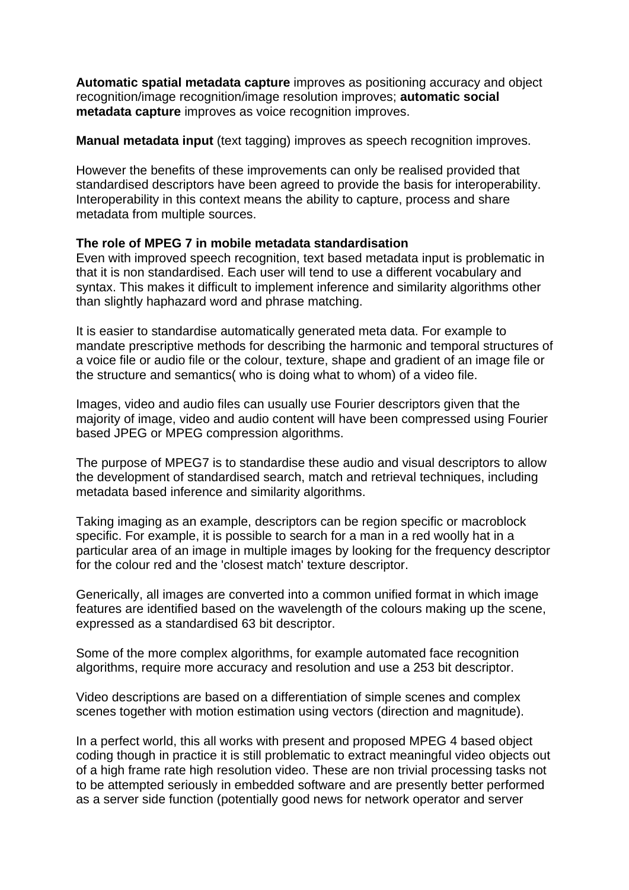**Automatic spatial metadata capture** improves as positioning accuracy and object recognition/image recognition/image resolution improves; **automatic social metadata capture** improves as voice recognition improves.

**Manual metadata input** (text tagging) improves as speech recognition improves.

However the benefits of these improvements can only be realised provided that standardised descriptors have been agreed to provide the basis for interoperability. Interoperability in this context means the ability to capture, process and share metadata from multiple sources.

**The role of MPEG 7 in mobile metadata standardisation**

Even with improved speech recognition, text based metadata input is problematic in that it is non standardised. Each user will tend to use a different vocabulary and syntax. This makes it difficult to implement inference and similarity algorithms other than slightly haphazard word and phrase matching.

It is easier to standardise automatically generated meta data. For example to mandate prescriptive methods for describing the harmonic and temporal structures of a voice file or audio file or the colour, texture, shape and gradient of an image file or the structure and semantics( who is doing what to whom) of a video file.

Images, video and audio files can usually use Fourier descriptors given that the majority of image, video and audio content will have been compressed using Fourier based JPEG or MPEG compression algorithms.

The purpose of MPEG7 is to standardise these audio and visual descriptors to allow the development of standardised search, match and retrieval techniques, including metadata based inference and similarity algorithms.

Taking imaging as an example, descriptors can be region specific or macroblock specific. For example, it is possible to search for a man in a red woolly hat in a particular area of an image in multiple images by looking for the frequency descriptor for the colour red and the 'closest match' texture descriptor.

Generically, all images are converted into a common unified format in which image features are identified based on the wavelength of the colours making up the scene, expressed as a standardised 63 bit descriptor.

Some of the more complex algorithms, for example automated face recognition algorithms, require more accuracy and resolution and use a 253 bit descriptor.

Video descriptions are based on a differentiation of simple scenes and complex scenes together with motion estimation using vectors (direction and magnitude).

In a perfect world, this all works with present and proposed MPEG 4 based object coding though in practice it is still problematic to extract meaningful video objects out of a high frame rate high resolution video. These are non trivial processing tasks not to be attempted seriously in embedded software and are presently better performed as a server side function (potentially good news for network operator and server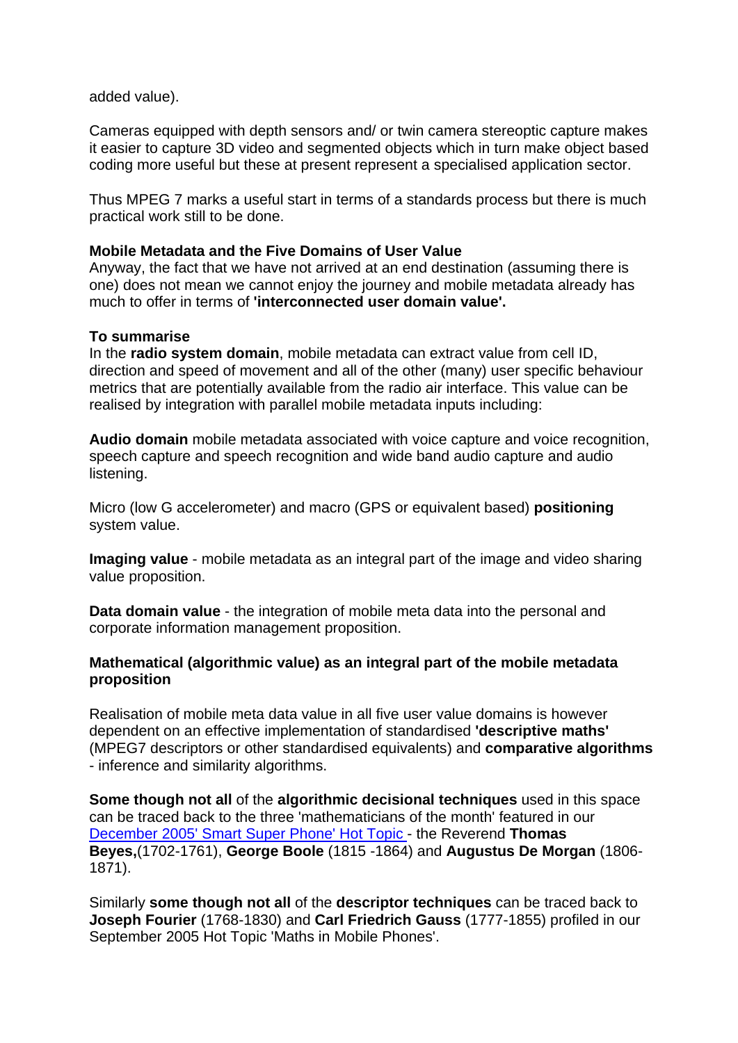added value).

Cameras equipped with depth sensors and/ or twin camera stereoptic capture makes it easier to capture 3D video and segmented objects which in turn make object based coding more useful but these at present represent a specialised application sector.

Thus MPEG 7 marks a useful start in terms of a standards process but there is much practical work still to be done.

**Mobile Metadata and the Five Domains of User Value**
Anyway, the fact that we have not arrived at an end destination (assuming there is one) does not mean we cannot enjoy the journey and mobile metadata already has much to offer in terms of **'interconnected user domain value'.**

**To summarise**
In the **radio system domain**, mobile metadata can extract value from cell ID, direction and speed of movement and all of the other (many) user specific behaviour metrics that are potentially available from the radio air interface. This value can be realised by integration with parallel mobile metadata inputs including:

**Audio domain** mobile metadata associated with voice capture and voice recognition, speech capture and speech recognition and wide band audio capture and audio listening.

Micro (low G accelerometer) and macro (GPS or equivalent based) **positioning** system value.

**Imaging value** - mobile metadata as an integral part of the image and video sharing value proposition.

**Data domain value** - the integration of mobile meta data into the personal and corporate information management proposition.

**Mathematical (algorithmic value) as an integral part of the mobile metadata proposition**

Realisation of mobile meta data value in all five user value domains is however dependent on an effective implementation of standardised **'descriptive maths'** (MPEG7 descriptors or other standardised equivalents) and **comparative algorithms** - inference and similarity algorithms.

**Some though not all** of the **algorithmic decisional techniques** used in this space can be traced back to the three 'mathematicians of the month' featured in our December 2005' Smart Super Phone' Hot Topic - the Reverend **Thomas Beyes,**(1702-1761), **George Boole** (1815 -1864) and **Augustus De Morgan** (1806-1871).

Similarly **some though not all** of the **descriptor techniques** can be traced back to **Joseph Fourier** (1768-1830) and **Carl Friedrich Gauss** (1777-1855) profiled in our September 2005 Hot Topic 'Maths in Mobile Phones'.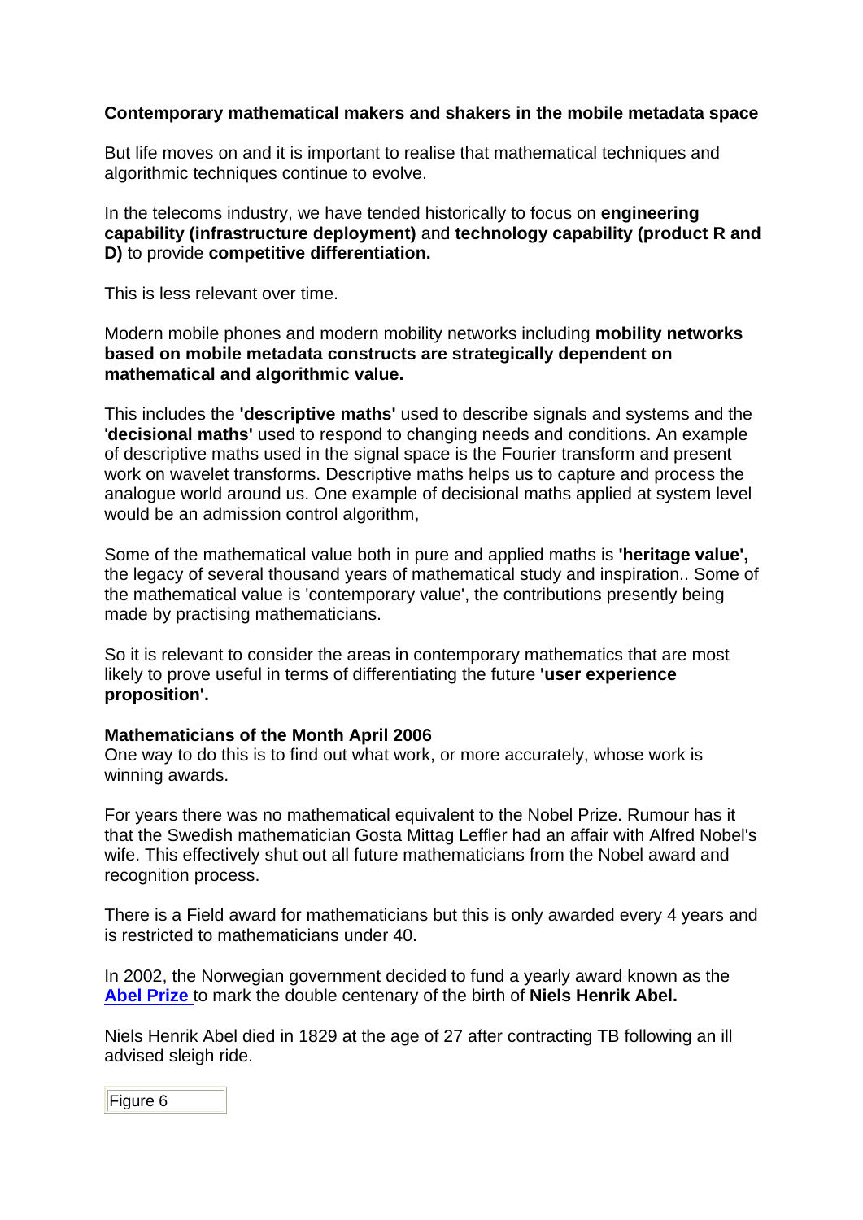**Contemporary mathematical makers and shakers in the mobile metadata space**

But life moves on and it is important to realise that mathematical techniques and algorithmic techniques continue to evolve.

In the telecoms industry, we have tended historically to focus on **engineering capability (infrastructure deployment)** and **technology capability (product R and D)** to provide **competitive differentiation.**

This is less relevant over time.

Modern mobile phones and modern mobility networks including **mobility networks based on mobile metadata constructs are strategically dependent on mathematical and algorithmic value.**

This includes the **'descriptive maths'** used to describe signals and systems and the '**decisional maths'** used to respond to changing needs and conditions. An example of descriptive maths used in the signal space is the Fourier transform and present work on wavelet transforms. Descriptive maths helps us to capture and process the analogue world around us. One example of decisional maths applied at system level would be an admission control algorithm,

Some of the mathematical value both in pure and applied maths is **'heritage value',** the legacy of several thousand years of mathematical study and inspiration.. Some of the mathematical value is 'contemporary value', the contributions presently being made by practising mathematicians.

So it is relevant to consider the areas in contemporary mathematics that are most likely to prove useful in terms of differentiating the future **'user experience proposition'.**

**Mathematicians of the Month April 2006**

One way to do this is to find out what work, or more accurately, whose work is winning awards.

For years there was no mathematical equivalent to the Nobel Prize. Rumour has it that the Swedish mathematician Gosta Mittag Leffler had an affair with Alfred Nobel's wife. This effectively shut out all future mathematicians from the Nobel award and recognition process.

There is a Field award for mathematicians but this is only awarded every 4 years and is restricted to mathematicians under 40.

In 2002, the Norwegian government decided to fund a yearly award known as the **Abel Prize** to mark the double centenary of the birth of **Niels Henrik Abel.**

Niels Henrik Abel died in 1829 at the age of 27 after contracting TB following an ill advised sleigh ride.

Figure 6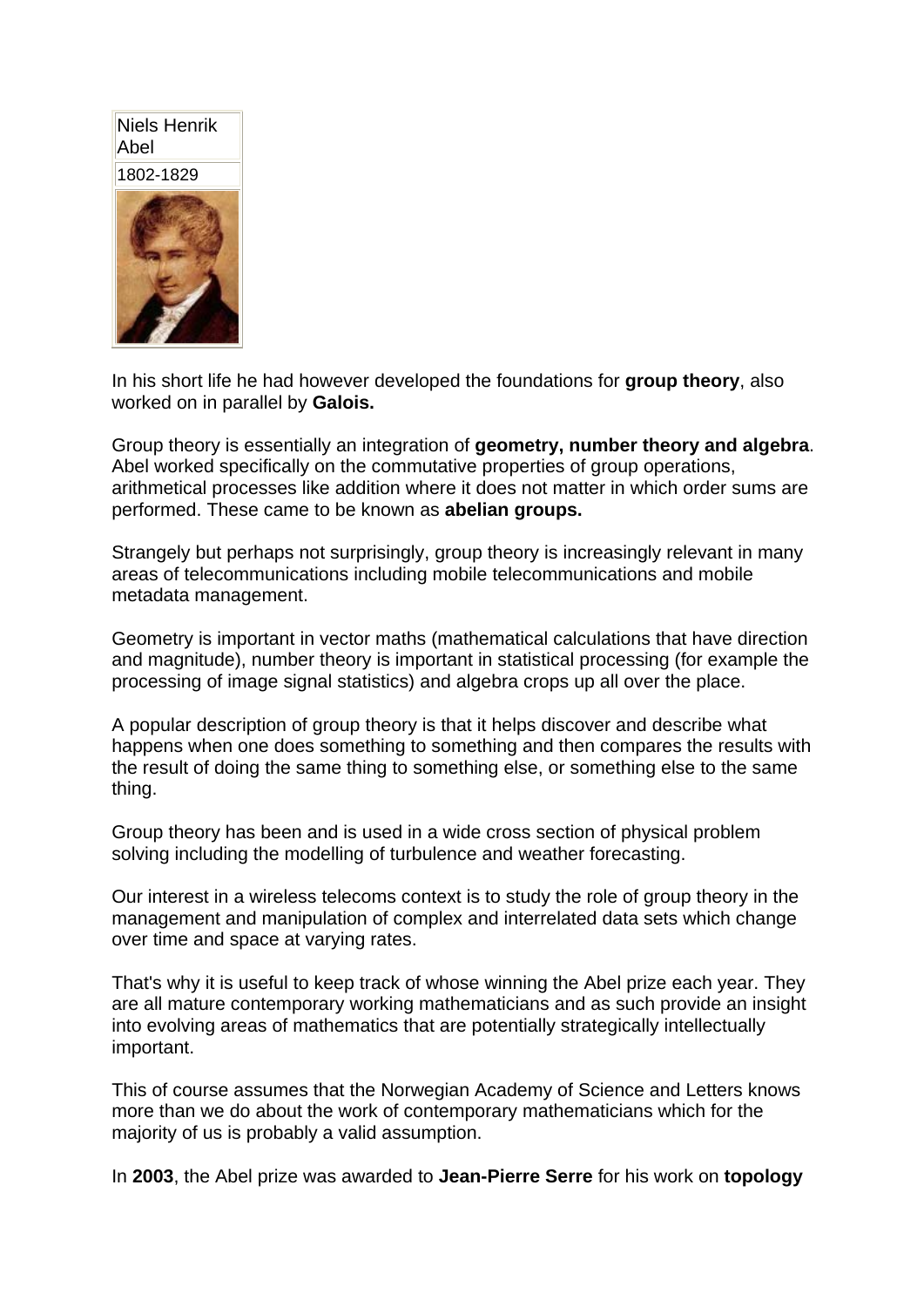| Niels Henrik Abel |
| --- |
| 1802-1829 |

In his short life he had however developed the foundations for **group theory**, also worked on in parallel by **Galois.**

Group theory is essentially an integration of **geometry, number theory and algebra**. Abel worked specifically on the commutative properties of group operations, arithmetical processes like addition where it does not matter in which order sums are performed. These came to be known as **abelian groups.**

Strangely but perhaps not surprisingly, group theory is increasingly relevant in many areas of telecommunications including mobile telecommunications and mobile metadata management.

Geometry is important in vector maths (mathematical calculations that have direction and magnitude), number theory is important in statistical processing (for example the processing of image signal statistics) and algebra crops up all over the place.

A popular description of group theory is that it helps discover and describe what happens when one does something to something and then compares the results with the result of doing the same thing to something else, or something else to the same thing.

Group theory has been and is used in a wide cross section of physical problem solving including the modelling of turbulence and weather forecasting.

Our interest in a wireless telecoms context is to study the role of group theory in the management and manipulation of complex and interrelated data sets which change over time and space at varying rates.

That's why it is useful to keep track of whose winning the Abel prize each year. They are all mature contemporary working mathematicians and as such provide an insight into evolving areas of mathematics that are potentially strategically intellectually important.

This of course assumes that the Norwegian Academy of Science and Letters knows more than we do about the work of contemporary mathematicians which for the majority of us is probably a valid assumption.

In **2003**, the Abel prize was awarded to **Jean-Pierre Serre** for his work on **topology**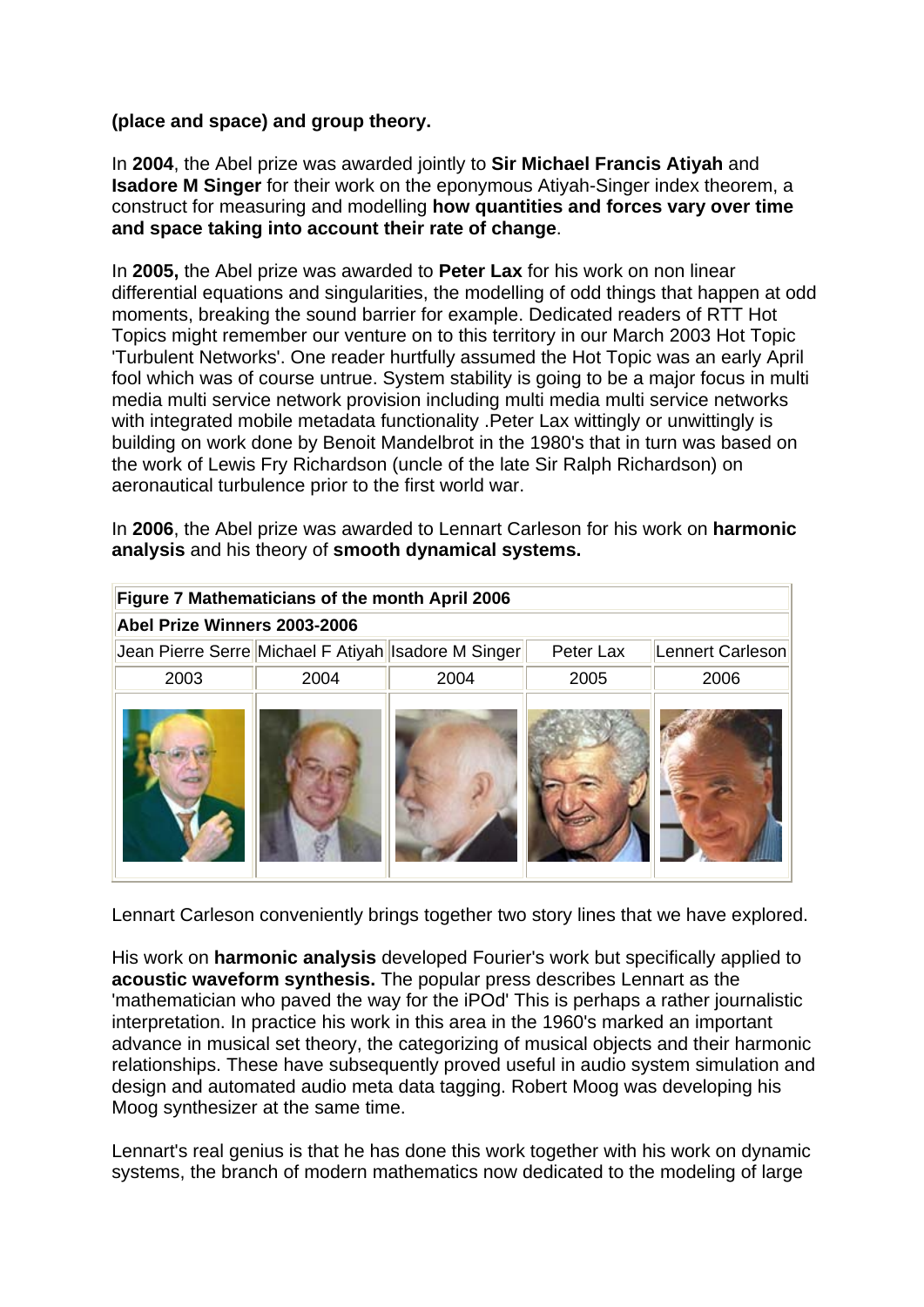**(place and space) and group theory.**

In **2004**, the Abel prize was awarded jointly to **Sir Michael Francis Atiyah** and **Isadore M Singer** for their work on the eponymous Atiyah-Singer index theorem, a construct for measuring and modelling **how quantities and forces vary over time and space taking into account their rate of change**.

In **2005,** the Abel prize was awarded to **Peter Lax** for his work on non linear differential equations and singularities, the modelling of odd things that happen at odd moments, breaking the sound barrier for example. Dedicated readers of RTT Hot Topics might remember our venture on to this territory in our March 2003 Hot Topic 'Turbulent Networks'. One reader hurtfully assumed the Hot Topic was an early April fool which was of course untrue. System stability is going to be a major focus in multi media multi service network provision including multi media multi service networks with integrated mobile metadata functionality .Peter Lax wittingly or unwittingly is building on work done by Benoit Mandelbrot in the 1980's that in turn was based on the work of Lewis Fry Richardson (uncle of the late Sir Ralph Richardson) on aeronautical turbulence prior to the first world war.

In **2006**, the Abel prize was awarded to Lennart Carleson for his work on **harmonic analysis** and his theory of **smooth dynamical systems.**

| **Figure 7 Mathematicians of the month April 2006** | | | | |
|---|---|---|---|---|
| **Abel Prize Winners 2003-2006** | | | | |
| Jean Pierre Serre | Michael F Atiyah | Isadore M Singer | Peter Lax | Lennert Carleson |
| 2003 | 2004 | 2004 | 2005 | 2006 |

Lennart Carleson conveniently brings together two story lines that we have explored.

His work on **harmonic analysis** developed Fourier's work but specifically applied to **acoustic waveform synthesis.** The popular press describes Lennart as the 'mathematician who paved the way for the iPOd' This is perhaps a rather journalistic interpretation. In practice his work in this area in the 1960's marked an important advance in musical set theory, the categorizing of musical objects and their harmonic relationships. These have subsequently proved useful in audio system simulation and design and automated audio meta data tagging. Robert Moog was developing his Moog synthesizer at the same time.

Lennart's real genius is that he has done this work together with his work on dynamic systems, the branch of modern mathematics now dedicated to the modeling of large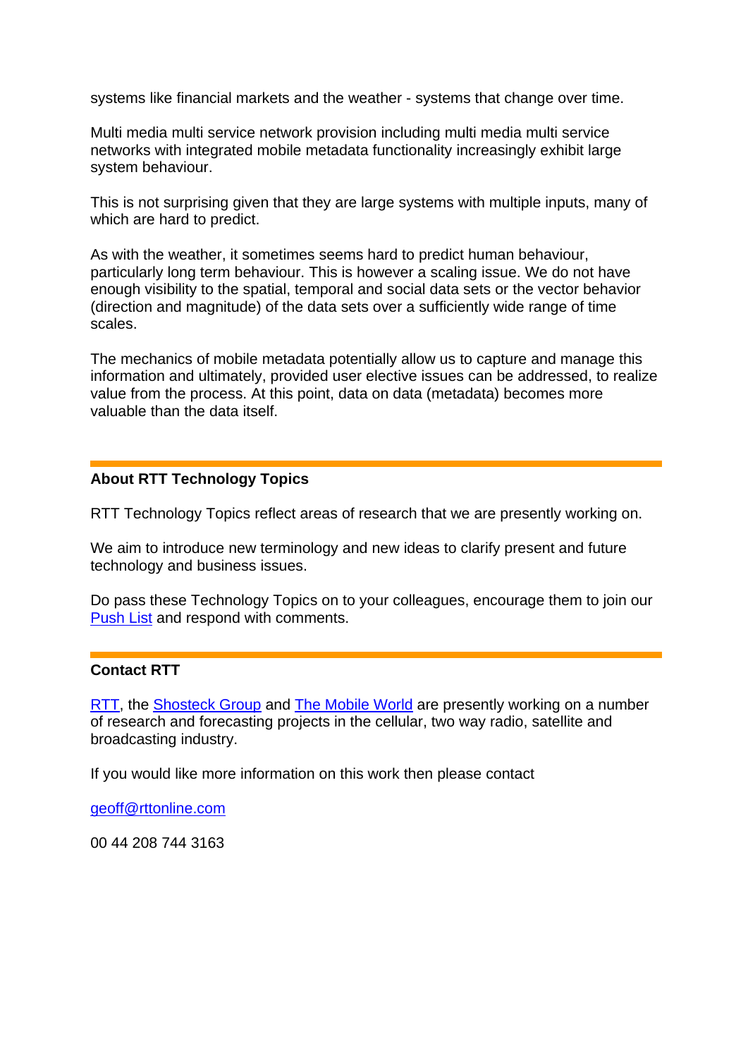systems like financial markets and the weather - systems that change over time.

Multi media multi service network provision including multi media multi service networks with integrated mobile metadata functionality increasingly exhibit large system behaviour.

This is not surprising given that they are large systems with multiple inputs, many of which are hard to predict.

As with the weather, it sometimes seems hard to predict human behaviour, particularly long term behaviour. This is however a scaling issue. We do not have enough visibility to the spatial, temporal and social data sets or the vector behavior (direction and magnitude) of the data sets over a sufficiently wide range of time scales.

The mechanics of mobile metadata potentially allow us to capture and manage this information and ultimately, provided user elective issues can be addressed, to realize value from the process. At this point, data on data (metadata) becomes more valuable than the data itself.

---

**About RTT Technology Topics**

RTT Technology Topics reflect areas of research that we are presently working on.

We aim to introduce new terminology and new ideas to clarify present and future technology and business issues.

Do pass these Technology Topics on to your colleagues, encourage them to join our Push List and respond with comments.

---

**Contact RTT**

RTT, the Shosteck Group and The Mobile World are presently working on a number of research and forecasting projects in the cellular, two way radio, satellite and broadcasting industry.

If you would like more information on this work then please contact

geoff@rttonline.com

00 44 208 744 3163